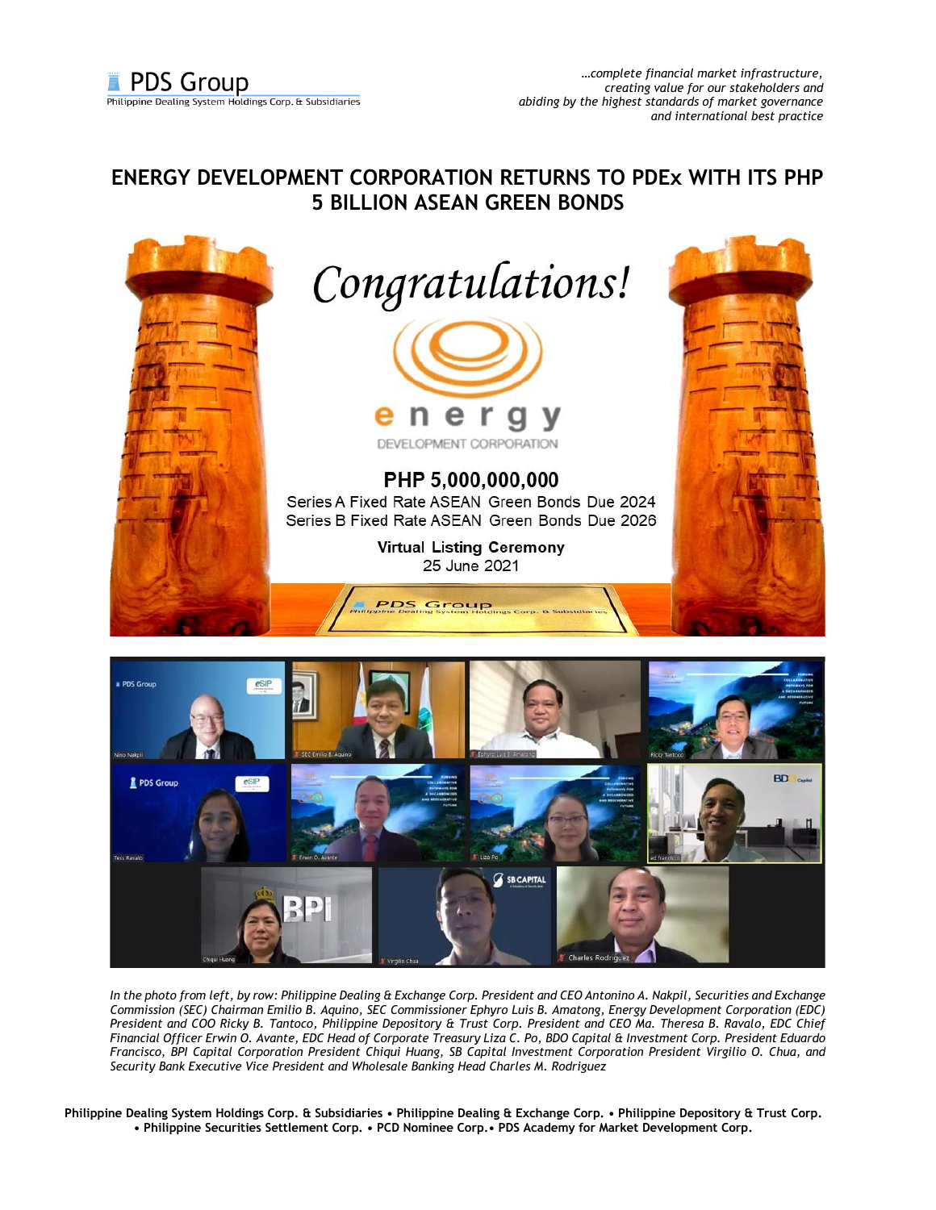PDS Group

Philippine Dealing System Holdings Corp. & Subsidiaries

*…complete financial market infrastructure, creating value for our stakeholders and abiding by the highest standards of market governance and international best practice*

## ENERGY DEVELOPMENT CORPORATION RETURNS TO PDEx WITH ITS PHP 5 BILLION ASEAN GREEN BONDS

*Congratulations!*

energy DEVELOPMENT CORPORATION

**PHP 5,000,000,000**

Series A Fixed Rate ASEAN Green Bonds Due 2024

Series B Fixed Rate ASEAN Green Bonds Due 2026

**Virtual Listing Ceremony**

25 June 2021

*In the photo from left, by row: Philippine Dealing & Exchange Corp. President and CEO Antonino A. Nakpil, Securities and Exchange Commission (SEC) Chairman Emilio B. Aquino, SEC Commissioner Ephyro Luis B. Amatong, Energy Development Corporation (EDC) President and COO Ricky B. Tantoco, Philippine Depository & Trust Corp. President and CEO Ma. Theresa B. Ravalo, EDC Chief Financial Officer Erwin O. Avante, EDC Head of Corporate Treasury Liza C. Po, BDO Capital & Investment Corp. President Eduardo Francisco, BPI Capital Corporation President Chiqui Huang, SB Capital Investment Corporation President Virgilio O. Chua, and Security Bank Executive Vice President and Wholesale Banking Head Charles M. Rodriguez*

**Philippine Dealing System Holdings Corp. & Subsidiaries • Philippine Dealing & Exchange Corp. • Philippine Depository & Trust Corp. • Philippine Securities Settlement Corp. • PCD Nominee Corp.• PDS Academy for Market Development Corp.**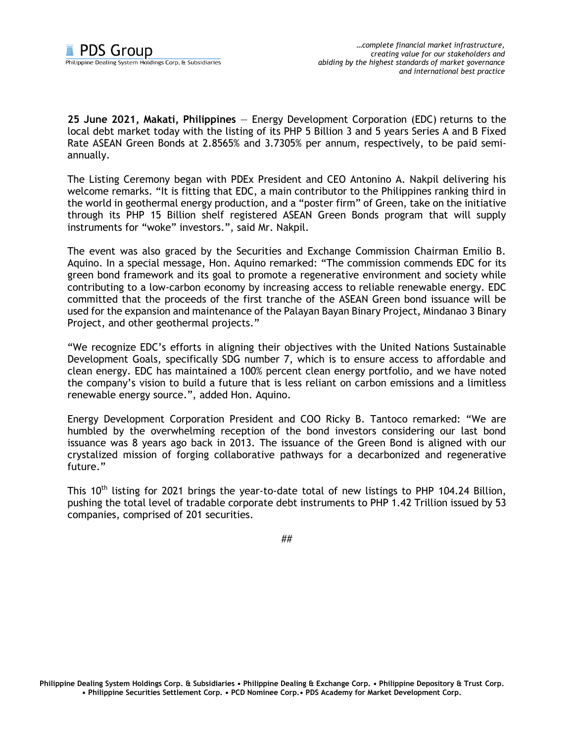**25 June 2021, Makati, Philippines** — Energy Development Corporation (EDC) returns to the local debt market today with the listing of its PHP 5 Billion 3 and 5 years Series A and B Fixed Rate ASEAN Green Bonds at 2.8565% and 3.7305% per annum, respectively, to be paid semi-annually.

The Listing Ceremony began with PDEx President and CEO Antonino A. Nakpil delivering his welcome remarks. "It is fitting that EDC, a main contributor to the Philippines ranking third in the world in geothermal energy production, and a "poster firm" of Green, take on the initiative through its PHP 15 Billion shelf registered ASEAN Green Bonds program that will supply instruments for "woke" investors.", said Mr. Nakpil.

The event was also graced by the Securities and Exchange Commission Chairman Emilio B. Aquino. In a special message, Hon. Aquino remarked: "The commission commends EDC for its green bond framework and its goal to promote a regenerative environment and society while contributing to a low-carbon economy by increasing access to reliable renewable energy. EDC committed that the proceeds of the first tranche of the ASEAN Green bond issuance will be used for the expansion and maintenance of the Palayan Bayan Binary Project, Mindanao 3 Binary Project, and other geothermal projects."

"We recognize EDC's efforts in aligning their objectives with the United Nations Sustainable Development Goals, specifically SDG number 7, which is to ensure access to affordable and clean energy. EDC has maintained a 100% percent clean energy portfolio, and we have noted the company's vision to build a future that is less reliant on carbon emissions and a limitless renewable energy source.", added Hon. Aquino.

Energy Development Corporation President and COO Ricky B. Tantoco remarked: "We are humbled by the overwhelming reception of the bond investors considering our last bond issuance was 8 years ago back in 2013. The issuance of the Green Bond is aligned with our crystalized mission of forging collaborative pathways for a decarbonized and regenerative future."

This 10th listing for 2021 brings the year-to-date total of new listings to PHP 104.24 Billion, pushing the total level of tradable corporate debt instruments to PHP 1.42 Trillion issued by 53 companies, comprised of 201 securities.

##